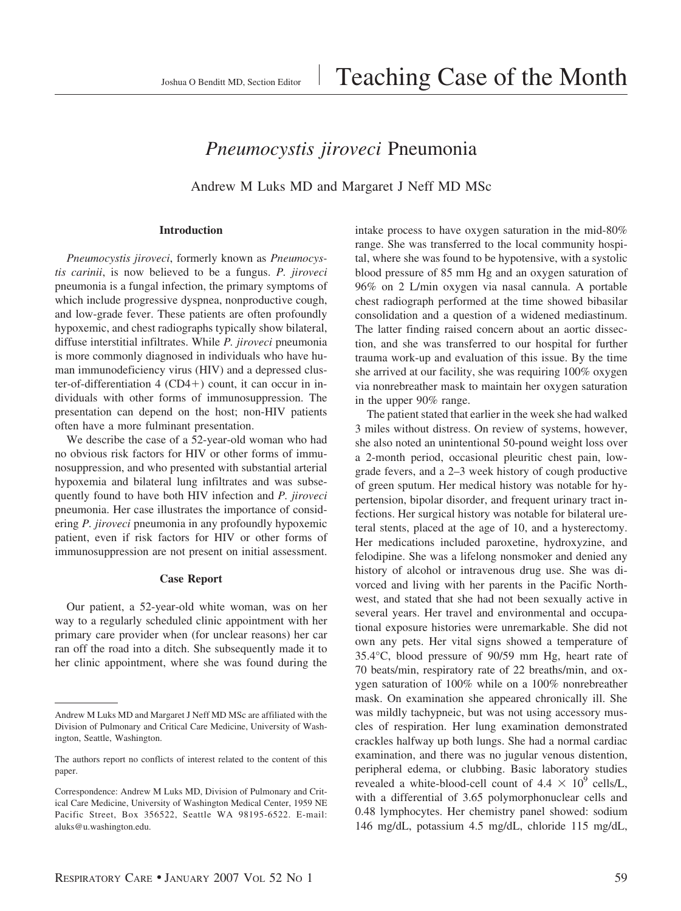Joshua O Benditt MD, Section Editor

# Teaching Case of the Month

## *Pneumocystis jiroveci* Pneumonia

Andrew M Luks MD and Margaret J Neff MD MSc

### Introduction

*Pneumocystis jiroveci*, formerly known as *Pneumocystis carinii*, is now believed to be a fungus. *P. jiroveci* pneumonia is a fungal infection, the primary symptoms of which include progressive dyspnea, nonproductive cough, and low-grade fever. These patients are often profoundly hypoxemic, and chest radiographs typically show bilateral, diffuse interstitial infiltrates. While *P. jiroveci* pneumonia is more commonly diagnosed in individuals who have human immunodeficiency virus (HIV) and a depressed cluster-of-differentiation 4 (CD4+) count, it can occur in individuals with other forms of immunosuppression. The presentation can depend on the host; non-HIV patients often have a more fulminant presentation.

We describe the case of a 52-year-old woman who had no obvious risk factors for HIV or other forms of immunosuppression, and who presented with substantial arterial hypoxemia and bilateral lung infiltrates and was subsequently found to have both HIV infection and *P. jiroveci* pneumonia. Her case illustrates the importance of considering *P. jiroveci* pneumonia in any profoundly hypoxemic patient, even if risk factors for HIV or other forms of immunosuppression are not present on initial assessment.

### Case Report

Our patient, a 52-year-old white woman, was on her way to a regularly scheduled clinic appointment with her primary care provider when (for unclear reasons) her car ran off the road into a ditch. She subsequently made it to her clinic appointment, where she was found during the intake process to have oxygen saturation in the mid-80% range. She was transferred to the local community hospital, where she was found to be hypotensive, with a systolic blood pressure of 85 mm Hg and an oxygen saturation of 96% on 2 L/min oxygen via nasal cannula. A portable chest radiograph performed at the time showed bibasilar consolidation and a question of a widened mediastinum. The latter finding raised concern about an aortic dissection, and she was transferred to our hospital for further trauma work-up and evaluation of this issue. By the time she arrived at our facility, she was requiring 100% oxygen via nonrebreather mask to maintain her oxygen saturation in the upper 90% range.

The patient stated that earlier in the week she had walked 3 miles without distress. On review of systems, however, she also noted an unintentional 50-pound weight loss over a 2-month period, occasional pleuritic chest pain, low-grade fevers, and a 2–3 week history of cough productive of green sputum. Her medical history was notable for hypertension, bipolar disorder, and frequent urinary tract infections. Her surgical history was notable for bilateral ureteral stents, placed at the age of 10, and a hysterectomy. Her medications included paroxetine, hydroxyzine, and felodipine. She was a lifelong nonsmoker and denied any history of alcohol or intravenous drug use. She was divorced and living with her parents in the Pacific Northwest, and stated that she had not been sexually active in several years. Her travel and environmental and occupational exposure histories were unremarkable. She did not own any pets. Her vital signs showed a temperature of 35.4°C, blood pressure of 90/59 mm Hg, heart rate of 70 beats/min, respiratory rate of 22 breaths/min, and oxygen saturation of 100% while on a 100% nonrebreather mask. On examination she appeared chronically ill. She was mildly tachypneic, but was not using accessory muscles of respiration. Her lung examination demonstrated crackles halfway up both lungs. She had a normal cardiac examination, and there was no jugular venous distention, peripheral edema, or clubbing. Basic laboratory studies revealed a white-blood-cell count of $4.4 \times 10^9$ cells/L, with a differential of 3.65 polymorphonuclear cells and 0.48 lymphocytes. Her chemistry panel showed: sodium 146 mg/dL, potassium 4.5 mg/dL, chloride 115 mg/dL,

---

Andrew M Luks MD and Margaret J Neff MD MSc are affiliated with the Division of Pulmonary and Critical Care Medicine, University of Washington, Seattle, Washington.

The authors report no conflicts of interest related to the content of this paper.

Correspondence: Andrew M Luks MD, Division of Pulmonary and Critical Care Medicine, University of Washington Medical Center, 1959 NE Pacific Street, Box 356522, Seattle WA 98195-6522. E-mail: aluks@u.washington.edu.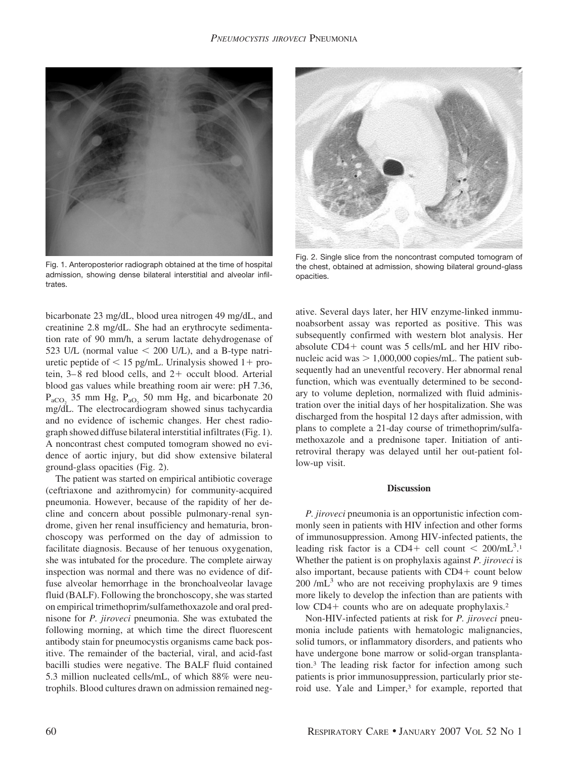Fig. 1. Anteroposterior radiograph obtained at the time of hospital admission, showing dense bilateral interstitial and alveolar infiltrates.

Fig. 2. Single slice from the noncontrast computed tomogram of the chest, obtained at admission, showing bilateral ground-glass opacities.

bicarbonate 23 mg/dL, blood urea nitrogen 49 mg/dL, and creatinine 2.8 mg/dL. She had an erythrocyte sedimentation rate of 90 mm/h, a serum lactate dehydrogenase of 523 U/L (normal value < 200 U/L), and a B-type natriuretic peptide of < 15 pg/mL. Urinalysis showed 1+ protein, 3–8 red blood cells, and 2+ occult blood. Arterial blood gas values while breathing room air were: pH 7.36, $P_{aCO_2}$ 35 mm Hg, $P_{aO_2}$ 50 mm Hg, and bicarbonate 20 mg/dL. The electrocardiogram showed sinus tachycardia and no evidence of ischemic changes. Her chest radiograph showed diffuse bilateral interstitial infiltrates (Fig. 1). A noncontrast chest computed tomogram showed no evidence of aortic injury, but did show extensive bilateral ground-glass opacities (Fig. 2).

The patient was started on empirical antibiotic coverage (ceftriaxone and azithromycin) for community-acquired pneumonia. However, because of the rapidity of her decline and concern about possible pulmonary-renal syndrome, given her renal insufficiency and hematuria, bronchoscopy was performed on the day of admission to facilitate diagnosis. Because of her tenuous oxygenation, she was intubated for the procedure. The complete airway inspection was normal and there was no evidence of diffuse alveolar hemorrhage in the bronchoalveolar lavage fluid (BALF). Following the bronchoscopy, she was started on empirical trimethoprim/sulfamethoxazole and oral prednisone for *P. jiroveci* pneumonia. She was extubated the following morning, at which time the direct fluorescent antibody stain for pneumocystis organisms came back positive. The remainder of the bacterial, viral, and acid-fast bacilli studies were negative. The BALF fluid contained 5.3 million nucleated cells/mL, of which 88% were neutrophils. Blood cultures drawn on admission remained negative. Several days later, her HIV enzyme-linked inmmunoabsorbent assay was reported as positive. This was subsequently confirmed with western blot analysis. Her absolute CD4+ count was 5 cells/mL and her HIV ribonucleic acid was > 1,000,000 copies/mL. The patient subsequently had an uneventful recovery. Her abnormal renal function, which was eventually determined to be secondary to volume depletion, normalized with fluid administration over the initial days of her hospitalization. She was discharged from the hospital 12 days after admission, with plans to complete a 21-day course of trimethoprim/sulfamethoxazole and a prednisone taper. Initiation of antiretroviral therapy was delayed until her out-patient follow-up visit.

## Discussion

*P. jiroveci* pneumonia is an opportunistic infection commonly seen in patients with HIV infection and other forms of immunosuppression. Among HIV-infected patients, the leading risk factor is a CD4+ cell count < $200/\text{mL}^3$.[1] Whether the patient is on prophylaxis against *P. jiroveci* is also important, because patients with CD4+ count below 200 $/\text{mL}^3$ who are not receiving prophylaxis are 9 times more likely to develop the infection than are patients with low CD4+ counts who are on adequate prophylaxis.[2]

Non-HIV-infected patients at risk for *P. jiroveci* pneumonia include patients with hematologic malignancies, solid tumors, or inflammatory disorders, and patients who have undergone bone marrow or solid-organ transplantation.[3] The leading risk factor for infection among such patients is prior immunosuppression, particularly prior steroid use. Yale and Limper,[3] for example, reported that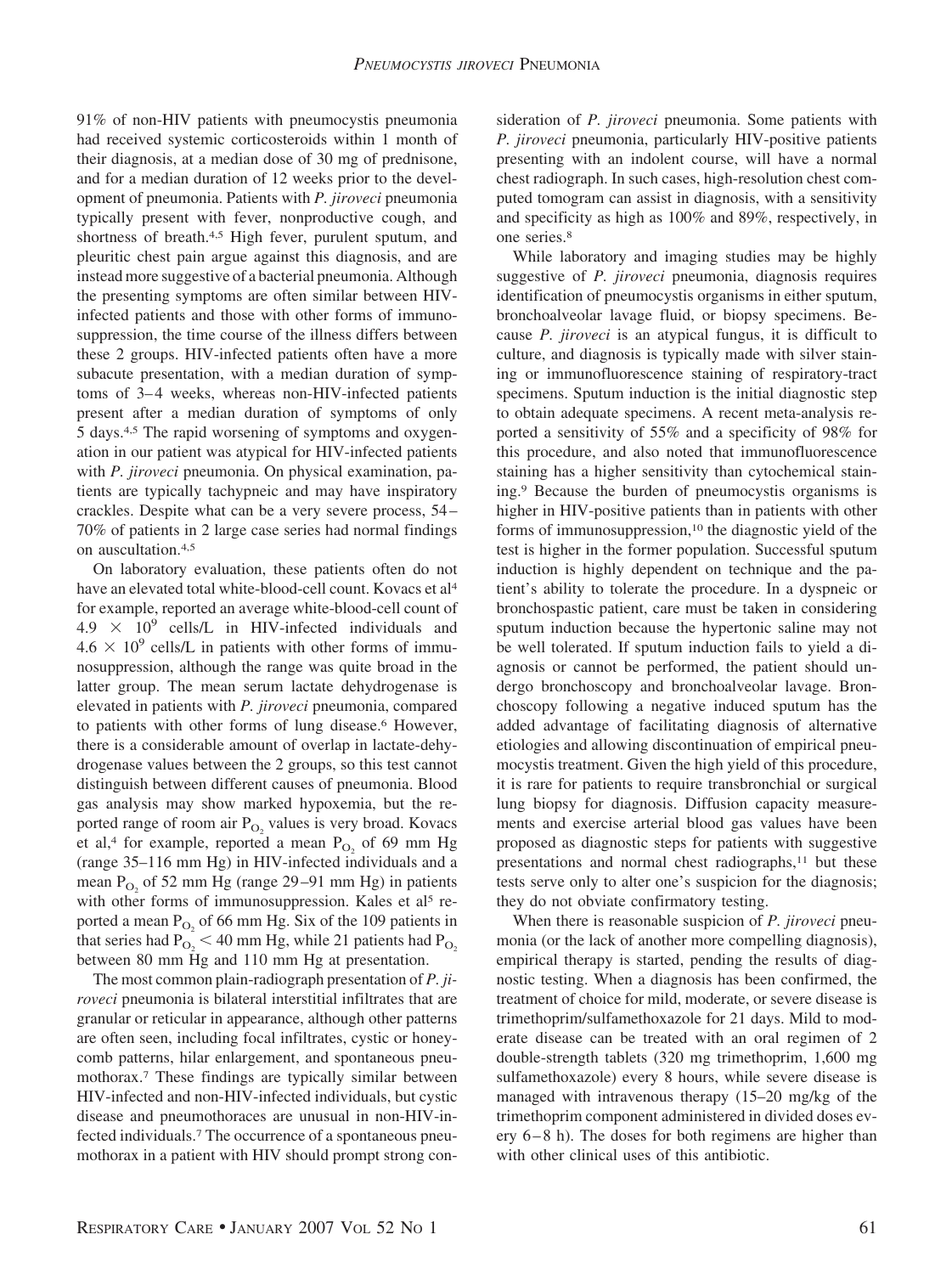91% of non-HIV patients with pneumocystis pneumonia had received systemic corticosteroids within 1 month of their diagnosis, at a median dose of 30 mg of prednisone, and for a median duration of 12 weeks prior to the development of pneumonia. Patients with *P. jiroveci* pneumonia typically present with fever, nonproductive cough, and shortness of breath.[4,5] High fever, purulent sputum, and pleuritic chest pain argue against this diagnosis, and are instead more suggestive of a bacterial pneumonia. Although the presenting symptoms are often similar between HIV-infected patients and those with other forms of immunosuppression, the time course of the illness differs between these 2 groups. HIV-infected patients often have a more subacute presentation, with a median duration of symptoms of 3–4 weeks, whereas non-HIV-infected patients present after a median duration of symptoms of only 5 days.[4,5] The rapid worsening of symptoms and oxygenation in our patient was atypical for HIV-infected patients with *P. jiroveci* pneumonia. On physical examination, patients are typically tachypneic and may have inspiratory crackles. Despite what can be a very severe process, 54–70% of patients in 2 large case series had normal findings on auscultation.[4,5]

On laboratory evaluation, these patients often do not have an elevated total white-blood-cell count. Kovacs et al[4] for example, reported an average white-blood-cell count of $4.9 \times 10^9$ cells/L in HIV-infected individuals and $4.6 \times 10^9$ cells/L in patients with other forms of immunosuppression, although the range was quite broad in the latter group. The mean serum lactate dehydrogenase is elevated in patients with *P. jiroveci* pneumonia, compared to patients with other forms of lung disease.[6] However, there is a considerable amount of overlap in lactate-dehydrogenase values between the 2 groups, so this test cannot distinguish between different causes of pneumonia. Blood gas analysis may show marked hypoxemia, but the reported range of room air $P_{O_2}$ values is very broad. Kovacs et al,[4] for example, reported a mean $P_{O_2}$ of 69 mm Hg (range 35–116 mm Hg) in HIV-infected individuals and a mean $P_{O_2}$ of 52 mm Hg (range 29–91 mm Hg) in patients with other forms of immunosuppression. Kales et al[5] reported a mean $P_{O_2}$ of 66 mm Hg. Six of the 109 patients in that series had $P_{O_2} < 40$ mm Hg, while 21 patients had $P_{O_2}$ between 80 mm Hg and 110 mm Hg at presentation.

The most common plain-radiograph presentation of *P. jiroveci* pneumonia is bilateral interstitial infiltrates that are granular or reticular in appearance, although other patterns are often seen, including focal infiltrates, cystic or honeycomb patterns, hilar enlargement, and spontaneous pneumothorax.[7] These findings are typically similar between HIV-infected and non-HIV-infected individuals, but cystic disease and pneumothoraces are unusual in non-HIV-infected individuals.[7] The occurrence of a spontaneous pneumothorax in a patient with HIV should prompt strong consideration of *P. jiroveci* pneumonia. Some patients with *P. jiroveci* pneumonia, particularly HIV-positive patients presenting with an indolent course, will have a normal chest radiograph. In such cases, high-resolution chest computed tomogram can assist in diagnosis, with a sensitivity and specificity as high as 100% and 89%, respectively, in one series.[8]

While laboratory and imaging studies may be highly suggestive of *P. jiroveci* pneumonia, diagnosis requires identification of pneumocystis organisms in either sputum, bronchoalveolar lavage fluid, or biopsy specimens. Because *P. jiroveci* is an atypical fungus, it is difficult to culture, and diagnosis is typically made with silver staining or immunofluorescence staining of respiratory-tract specimens. Sputum induction is the initial diagnostic step to obtain adequate specimens. A recent meta-analysis reported a sensitivity of 55% and a specificity of 98% for this procedure, and also noted that immunofluorescence staining has a higher sensitivity than cytochemical staining.[9] Because the burden of pneumocystis organisms is higher in HIV-positive patients than in patients with other forms of immunosuppression,[10] the diagnostic yield of the test is higher in the former population. Successful sputum induction is highly dependent on technique and the patient's ability to tolerate the procedure. In a dyspneic or bronchospastic patient, care must be taken in considering sputum induction because the hypertonic saline may not be well tolerated. If sputum induction fails to yield a diagnosis or cannot be performed, the patient should undergo bronchoscopy and bronchoalveolar lavage. Bronchoscopy following a negative induced sputum has the added advantage of facilitating diagnosis of alternative etiologies and allowing discontinuation of empirical pneumocystis treatment. Given the high yield of this procedure, it is rare for patients to require transbronchial or surgical lung biopsy for diagnosis. Diffusion capacity measurements and exercise arterial blood gas values have been proposed as diagnostic steps for patients with suggestive presentations and normal chest radiographs,[11] but these tests serve only to alter one's suspicion for the diagnosis; they do not obviate confirmatory testing.

When there is reasonable suspicion of *P. jiroveci* pneumonia (or the lack of another more compelling diagnosis), empirical therapy is started, pending the results of diagnostic testing. When a diagnosis has been confirmed, the treatment of choice for mild, moderate, or severe disease is trimethoprim/sulfamethoxazole for 21 days. Mild to moderate disease can be treated with an oral regimen of 2 double-strength tablets (320 mg trimethoprim, 1,600 mg sulfamethoxazole) every 8 hours, while severe disease is managed with intravenous therapy (15–20 mg/kg of the trimethoprim component administered in divided doses every 6–8 h). The doses for both regimens are higher than with other clinical uses of this antibiotic.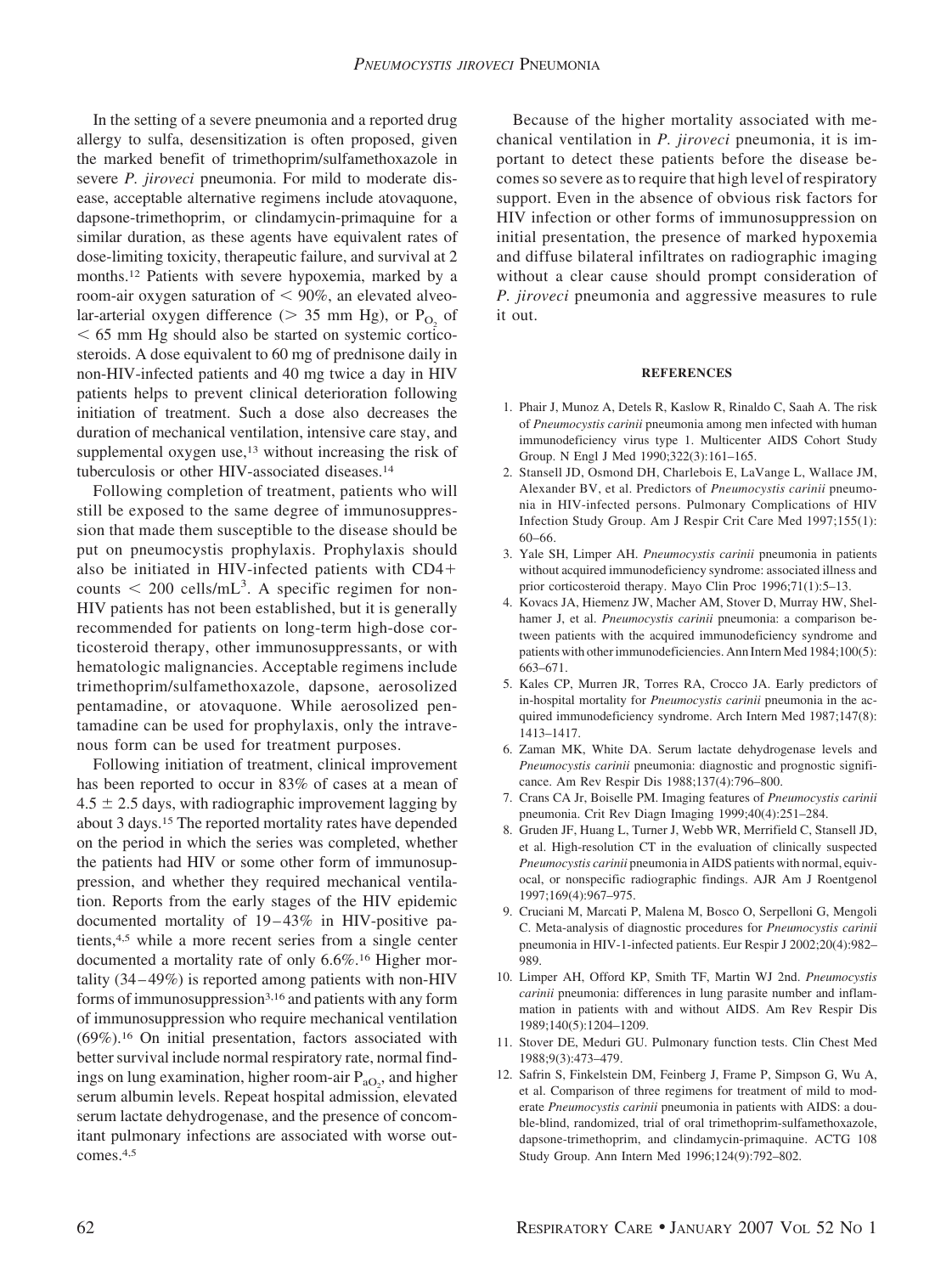In the setting of a severe pneumonia and a reported drug allergy to sulfa, desensitization is often proposed, given the marked benefit of trimethoprim/sulfamethoxazole in severe *P. jiroveci* pneumonia. For mild to moderate disease, acceptable alternative regimens include atovaquone, dapsone-trimethoprim, or clindamycin-primaquine for a similar duration, as these agents have equivalent rates of dose-limiting toxicity, therapeutic failure, and survival at 2 months.[12] Patients with severe hypoxemia, marked by a room-air oxygen saturation of < 90%, an elevated alveolar-arterial oxygen difference (> 35 mm Hg), or $P_{O_2}$ of < 65 mm Hg should also be started on systemic corticosteroids. A dose equivalent to 60 mg of prednisone daily in non-HIV-infected patients and 40 mg twice a day in HIV patients helps to prevent clinical deterioration following initiation of treatment. Such a dose also decreases the duration of mechanical ventilation, intensive care stay, and supplemental oxygen use,[13] without increasing the risk of tuberculosis or other HIV-associated diseases.[14]

Following completion of treatment, patients who will still be exposed to the same degree of immunosuppression that made them susceptible to the disease should be put on pneumocystis prophylaxis. Prophylaxis should also be initiated in HIV-infected patients with CD4+ counts < 200 cells/mL$^3$. A specific regimen for non-HIV patients has not been established, but it is generally recommended for patients on long-term high-dose corticosteroid therapy, other immunosuppressants, or with hematologic malignancies. Acceptable regimens include trimethoprim/sulfamethoxazole, dapsone, aerosolized pentamadine, or atovaquone. While aerosolized pentamadine can be used for prophylaxis, only the intravenous form can be used for treatment purposes.

Following initiation of treatment, clinical improvement has been reported to occur in 83% of cases at a mean of $4.5 \pm 2.5$ days, with radiographic improvement lagging by about 3 days.[15] The reported mortality rates have depended on the period in which the series was completed, whether the patients had HIV or some other form of immunosuppression, and whether they required mechanical ventilation. Reports from the early stages of the HIV epidemic documented mortality of 19–43% in HIV-positive patients,[4,5] while a more recent series from a single center documented a mortality rate of only 6.6%.[16] Higher mortality (34–49%) is reported among patients with non-HIV forms of immunosuppression[3,16] and patients with any form of immunosuppression who require mechanical ventilation (69%).[16] On initial presentation, factors associated with better survival include normal respiratory rate, normal findings on lung examination, higher room-air $P_{aO_2}$, and higher serum albumin levels. Repeat hospital admission, elevated serum lactate dehydrogenase, and the presence of concomitant pulmonary infections are associated with worse outcomes.[4,5]

Because of the higher mortality associated with mechanical ventilation in *P. jiroveci* pneumonia, it is important to detect these patients before the disease becomes so severe as to require that high level of respiratory support. Even in the absence of obvious risk factors for HIV infection or other forms of immunosuppression on initial presentation, the presence of marked hypoxemia and diffuse bilateral infiltrates on radiographic imaging without a clear cause should prompt consideration of *P. jiroveci* pneumonia and aggressive measures to rule it out.

## REFERENCES

1. Phair J, Munoz A, Detels R, Kaslow R, Rinaldo C, Saah A. The risk of *Pneumocystis carinii* pneumonia among men infected with human immunodeficiency virus type 1. Multicenter AIDS Cohort Study Group. N Engl J Med 1990;322(3):161–165.
2. Stansell JD, Osmond DH, Charlebois E, LaVange L, Wallace JM, Alexander BV, et al. Predictors of *Pneumocystis carinii* pneumonia in HIV-infected persons. Pulmonary Complications of HIV Infection Study Group. Am J Respir Crit Care Med 1997;155(1): 60–66.
3. Yale SH, Limper AH. *Pneumocystis carinii* pneumonia in patients without acquired immunodeficiency syndrome: associated illness and prior corticosteroid therapy. Mayo Clin Proc 1996;71(1):5–13.
4. Kovacs JA, Hiemenz JW, Macher AM, Stover D, Murray HW, Shelhamer J, et al. *Pneumocystis carinii* pneumonia: a comparison between patients with the acquired immunodeficiency syndrome and patients with other immunodeficiencies. Ann Intern Med 1984;100(5): 663–671.
5. Kales CP, Murren JR, Torres RA, Crocco JA. Early predictors of in-hospital mortality for *Pneumocystis carinii* pneumonia in the acquired immunodeficiency syndrome. Arch Intern Med 1987;147(8): 1413–1417.
6. Zaman MK, White DA. Serum lactate dehydrogenase levels and *Pneumocystis carinii* pneumonia: diagnostic and prognostic significance. Am Rev Respir Dis 1988;137(4):796–800.
7. Crans CA Jr, Boiselle PM. Imaging features of *Pneumocystis carinii* pneumonia. Crit Rev Diagn Imaging 1999;40(4):251–284.
8. Gruden JF, Huang L, Turner J, Webb WR, Merrifield C, Stansell JD, et al. High-resolution CT in the evaluation of clinically suspected *Pneumocystis carinii* pneumonia in AIDS patients with normal, equivocal, or nonspecific radiographic findings. AJR Am J Roentgenol 1997;169(4):967–975.
9. Cruciani M, Marcati P, Malena M, Bosco O, Serpelloni G, Mengoli C. Meta-analysis of diagnostic procedures for *Pneumocystis carinii* pneumonia in HIV-1-infected patients. Eur Respir J 2002;20(4):982–989.
10. Limper AH, Offord KP, Smith TF, Martin WJ 2nd. *Pneumocystis carinii* pneumonia: differences in lung parasite number and inflammation in patients with and without AIDS. Am Rev Respir Dis 1989;140(5):1204–1209.
11. Stover DE, Meduri GU. Pulmonary function tests. Clin Chest Med 1988;9(3):473–479.
12. Safrin S, Finkelstein DM, Feinberg J, Frame P, Simpson G, Wu A, et al. Comparison of three regimens for treatment of mild to moderate *Pneumocystis carinii* pneumonia in patients with AIDS: a double-blind, randomized, trial of oral trimethoprim-sulfamethoxazole, dapsone-trimethoprim, and clindamycin-primaquine. ACTG 108 Study Group. Ann Intern Med 1996;124(9):792–802.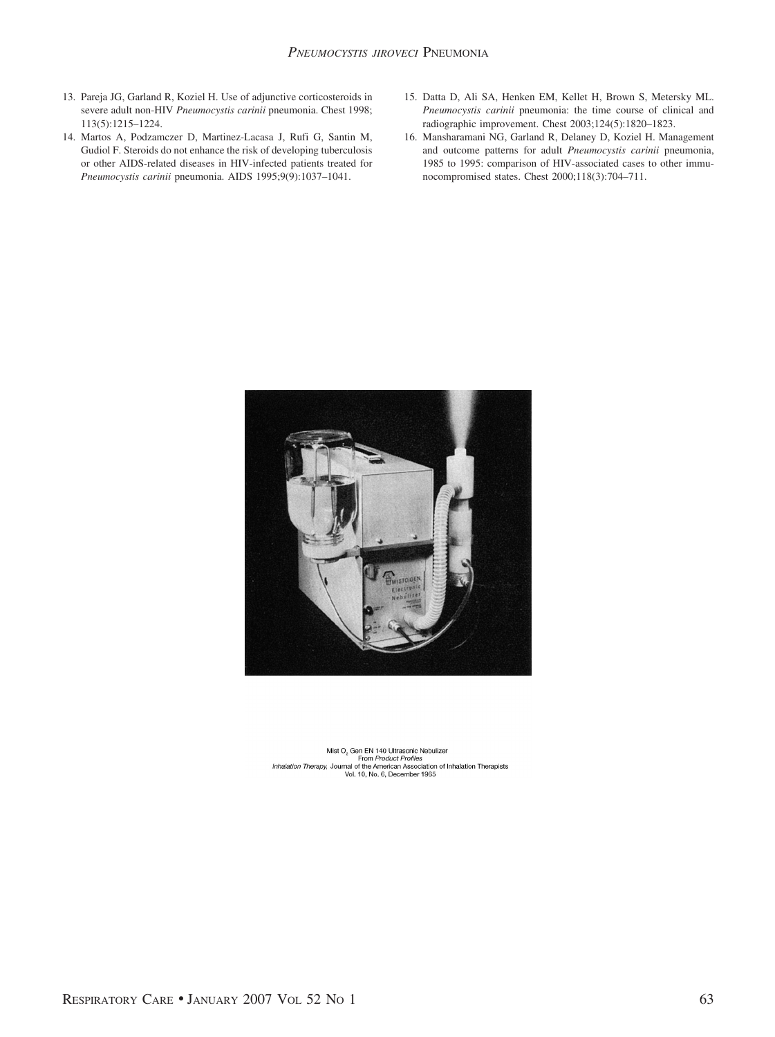13. Pareja JG, Garland R, Koziel H. Use of adjunctive corticosteroids in severe adult non-HIV *Pneumocystis carinii* pneumonia. Chest 1998; 113(5):1215–1224.
14. Martos A, Podzamczer D, Martinez-Lacasa J, Rufi G, Santin M, Gudiol F. Steroids do not enhance the risk of developing tuberculosis or other AIDS-related diseases in HIV-infected patients treated for *Pneumocystis carinii* pneumonia. AIDS 1995;9(9):1037–1041.
15. Datta D, Ali SA, Henken EM, Kellet H, Brown S, Metersky ML. *Pneumocystis carinii* pneumonia: the time course of clinical and radiographic improvement. Chest 2003;124(5):1820–1823.
16. Mansharamani NG, Garland R, Delaney D, Koziel H. Management and outcome patterns for adult *Pneumocystis carinii* pneumonia, 1985 to 1995: comparison of HIV-associated cases to other immunocompromised states. Chest 2000;118(3):704–711.

Mist $O_2$ Gen EN 140 Ultrasonic Nebulizer
From *Product Profiles*
*Inhalation Therapy,* Journal of the American Association of Inhalation Therapists
Vol. 10, No. 6, December 1965